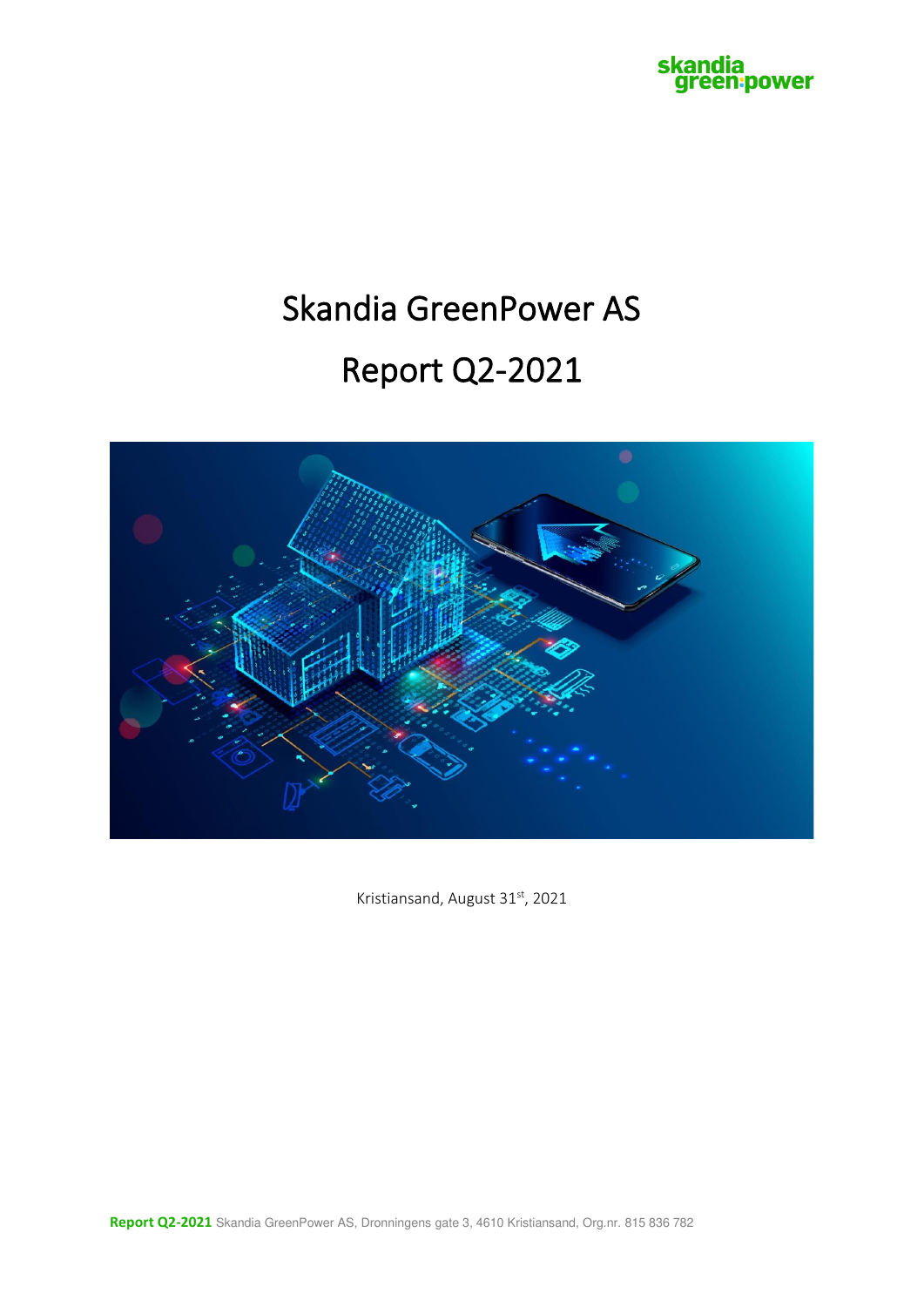# Skandia GreenPower AS

# Report Q2-2021

Kristiansand, August 31st, 2021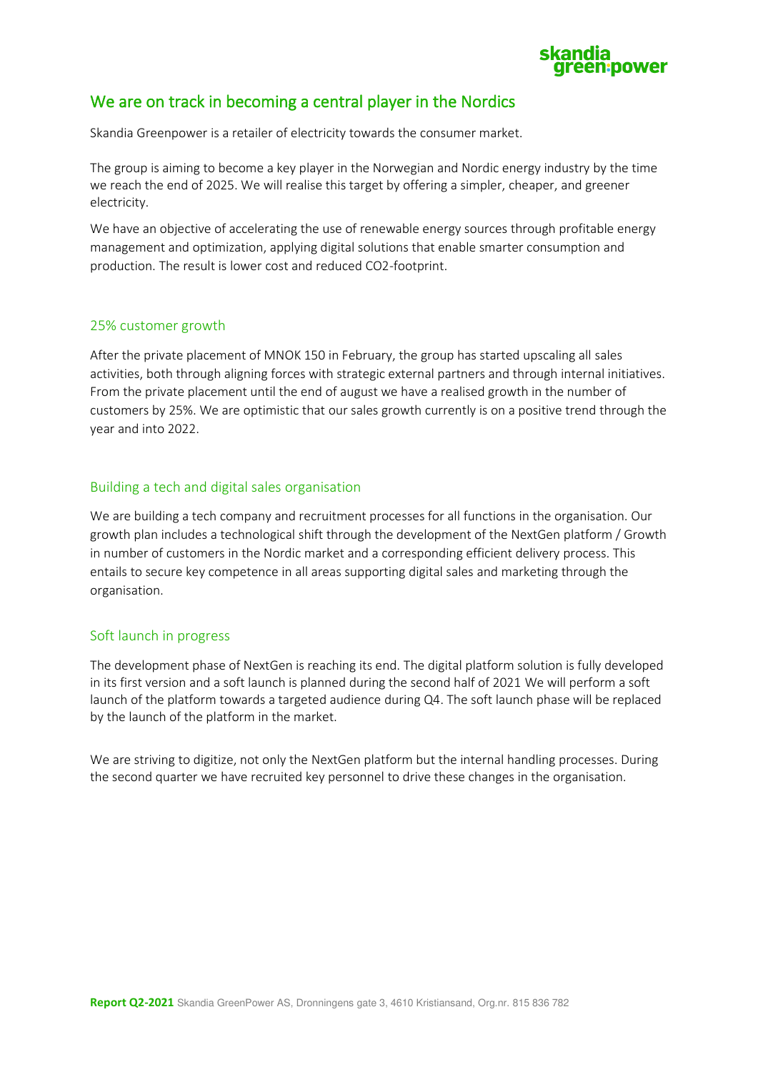## We are on track in becoming a central player in the Nordics

Skandia Greenpower is a retailer of electricity towards the consumer market.

The group is aiming to become a key player in the Norwegian and Nordic energy industry by the time we reach the end of 2025. We will realise this target by offering a simpler, cheaper, and greener electricity.

We have an objective of accelerating the use of renewable energy sources through profitable energy management and optimization, applying digital solutions that enable smarter consumption and production. The result is lower cost and reduced $CO_2$-footprint.

### 25% customer growth

After the private placement of MNOK 150 in February, the group has started upscaling all sales activities, both through aligning forces with strategic external partners and through internal initiatives. From the private placement until the end of august we have a realised growth in the number of customers by 25%. We are optimistic that our sales growth currently is on a positive trend through the year and into 2022.

### Building a tech and digital sales organisation

We are building a tech company and recruitment processes for all functions in the organisation. Our growth plan includes a technological shift through the development of the NextGen platform / Growth in number of customers in the Nordic market and a corresponding efficient delivery process. This entails to secure key competence in all areas supporting digital sales and marketing through the organisation.

### Soft launch in progress

The development phase of NextGen is reaching its end. The digital platform solution is fully developed in its first version and a soft launch is planned during the second half of 2021 We will perform a soft launch of the platform towards a targeted audience during Q4. The soft launch phase will be replaced by the launch of the platform in the market.

We are striving to digitize, not only the NextGen platform but the internal handling processes. During the second quarter we have recruited key personnel to drive these changes in the organisation.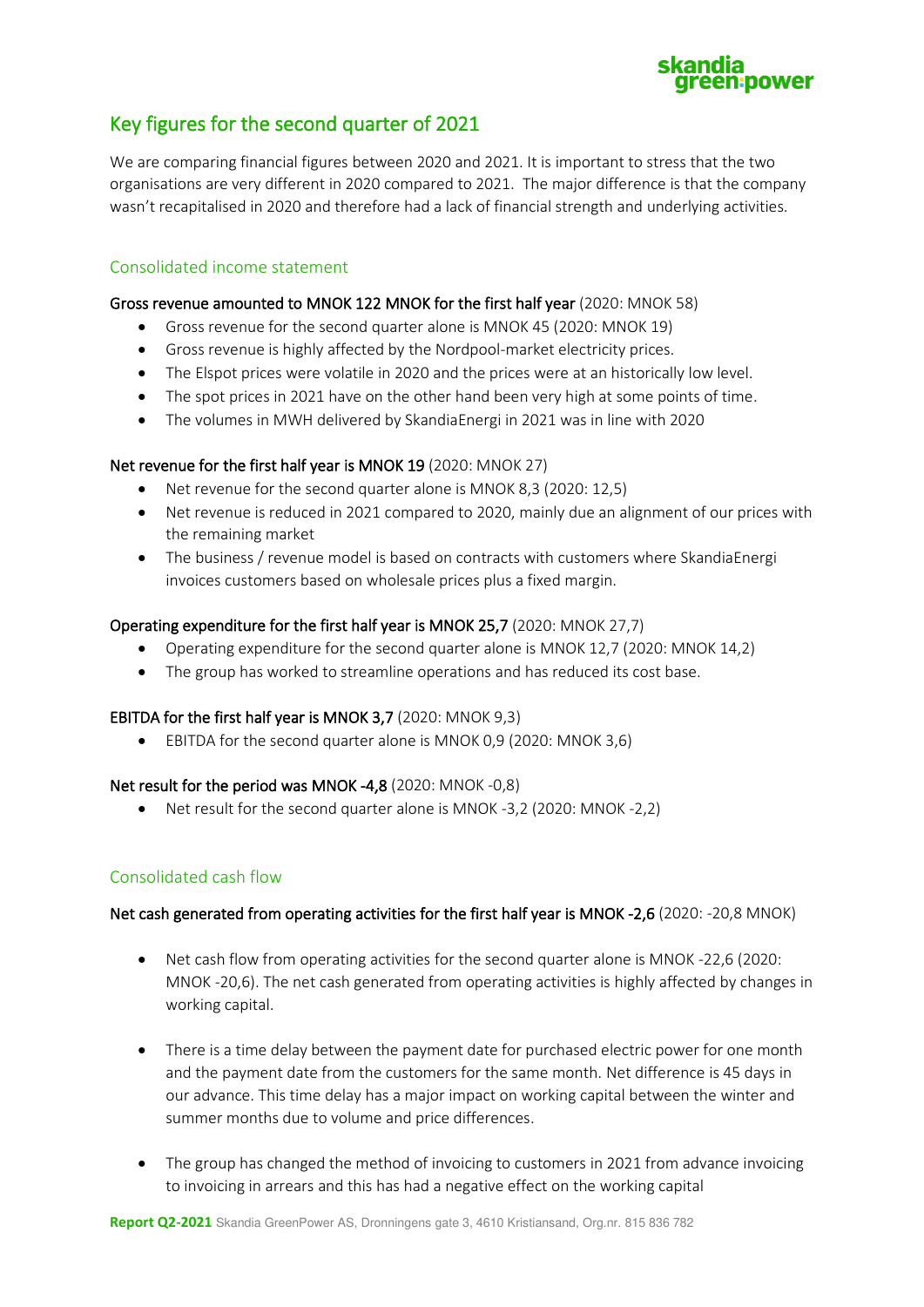# Key figures for the second quarter of 2021

We are comparing financial figures between 2020 and 2021. It is important to stress that the two organisations are very different in 2020 compared to 2021. The major difference is that the company wasn't recapitalised in 2020 and therefore had a lack of financial strength and underlying activities.

## Consolidated income statement

**Gross revenue amounted to MNOK 122 MNOK for the first half year** (2020: MNOK 58)

- Gross revenue for the second quarter alone is MNOK 45 (2020: MNOK 19)
- Gross revenue is highly affected by the Nordpool-market electricity prices.
- The Elspot prices were volatile in 2020 and the prices were at an historically low level.
- The spot prices in 2021 have on the other hand been very high at some points of time.
- The volumes in MWH delivered by SkandiaEnergi in 2021 was in line with 2020

**Net revenue for the first half year is MNOK 19** (2020: MNOK 27)

- Net revenue for the second quarter alone is MNOK 8,3 (2020: 12,5)
- Net revenue is reduced in 2021 compared to 2020, mainly due an alignment of our prices with the remaining market
- The business / revenue model is based on contracts with customers where SkandiaEnergi invoices customers based on wholesale prices plus a fixed margin.

**Operating expenditure for the first half year is MNOK 25,7** (2020: MNOK 27,7)

- Operating expenditure for the second quarter alone is MNOK 12,7 (2020: MNOK 14,2)
- The group has worked to streamline operations and has reduced its cost base.

**EBITDA for the first half year is MNOK 3,7** (2020: MNOK 9,3)

- EBITDA for the second quarter alone is MNOK 0,9 (2020: MNOK 3,6)

**Net result for the period was MNOK -4,8** (2020: MNOK -0,8)

- Net result for the second quarter alone is MNOK -3,2 (2020: MNOK -2,2)

## Consolidated cash flow

**Net cash generated from operating activities for the first half year is MNOK -2,6** (2020: -20,8 MNOK)

- Net cash flow from operating activities for the second quarter alone is MNOK -22,6 (2020: MNOK -20,6). The net cash generated from operating activities is highly affected by changes in working capital.
- There is a time delay between the payment date for purchased electric power for one month and the payment date from the customers for the same month. Net difference is 45 days in our advance. This time delay has a major impact on working capital between the winter and summer months due to volume and price differences.
- The group has changed the method of invoicing to customers in 2021 from advance invoicing to invoicing in arrears and this has had a negative effect on the working capital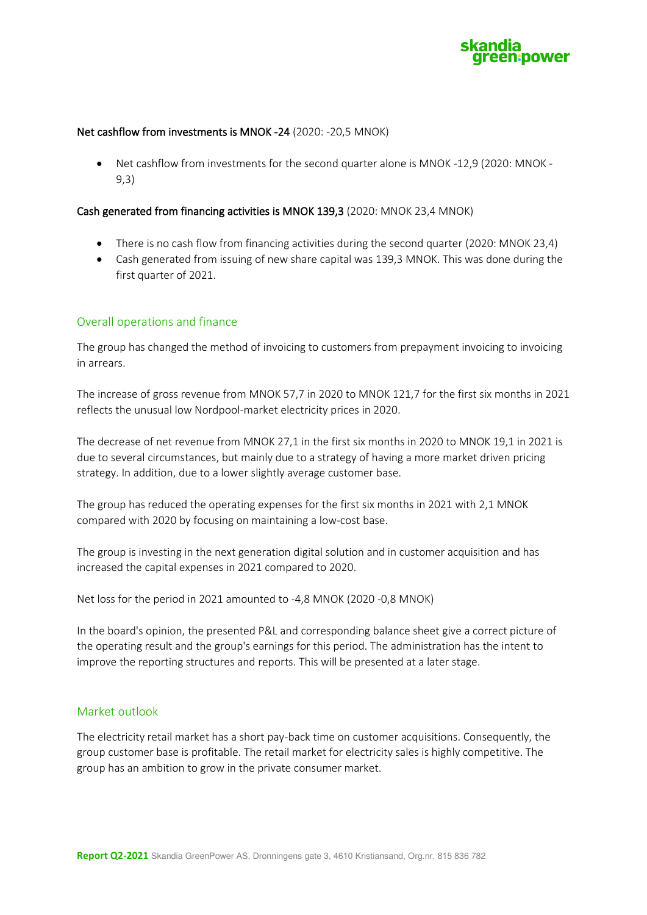**Net cashflow from investments is MNOK -24** (2020: -20,5 MNOK)

- Net cashflow from investments for the second quarter alone is MNOK -12,9 (2020: MNOK - 9,3)

**Cash generated from financing activities is MNOK 139,3** (2020: MNOK 23,4 MNOK)

- There is no cash flow from financing activities during the second quarter (2020: MNOK 23,4)
- Cash generated from issuing of new share capital was 139,3 MNOK. This was done during the first quarter of 2021.

## Overall operations and finance

The group has changed the method of invoicing to customers from prepayment invoicing to invoicing in arrears.

The increase of gross revenue from MNOK 57,7 in 2020 to MNOK 121,7 for the first six months in 2021 reflects the unusual low Nordpool-market electricity prices in 2020.

The decrease of net revenue from MNOK 27,1 in the first six months in 2020 to MNOK 19,1 in 2021 is due to several circumstances, but mainly due to a strategy of having a more market driven pricing strategy. In addition, due to a lower slightly average customer base.

The group has reduced the operating expenses for the first six months in 2021 with 2,1 MNOK compared with 2020 by focusing on maintaining a low-cost base.

The group is investing in the next generation digital solution and in customer acquisition and has increased the capital expenses in 2021 compared to 2020.

Net loss for the period in 2021 amounted to -4,8 MNOK (2020 -0,8 MNOK)

In the board's opinion, the presented P&L and corresponding balance sheet give a correct picture of the operating result and the group's earnings for this period. The administration has the intent to improve the reporting structures and reports. This will be presented at a later stage.

## Market outlook

The electricity retail market has a short pay-back time on customer acquisitions. Consequently, the group customer base is profitable. The retail market for electricity sales is highly competitive. The group has an ambition to grow in the private consumer market.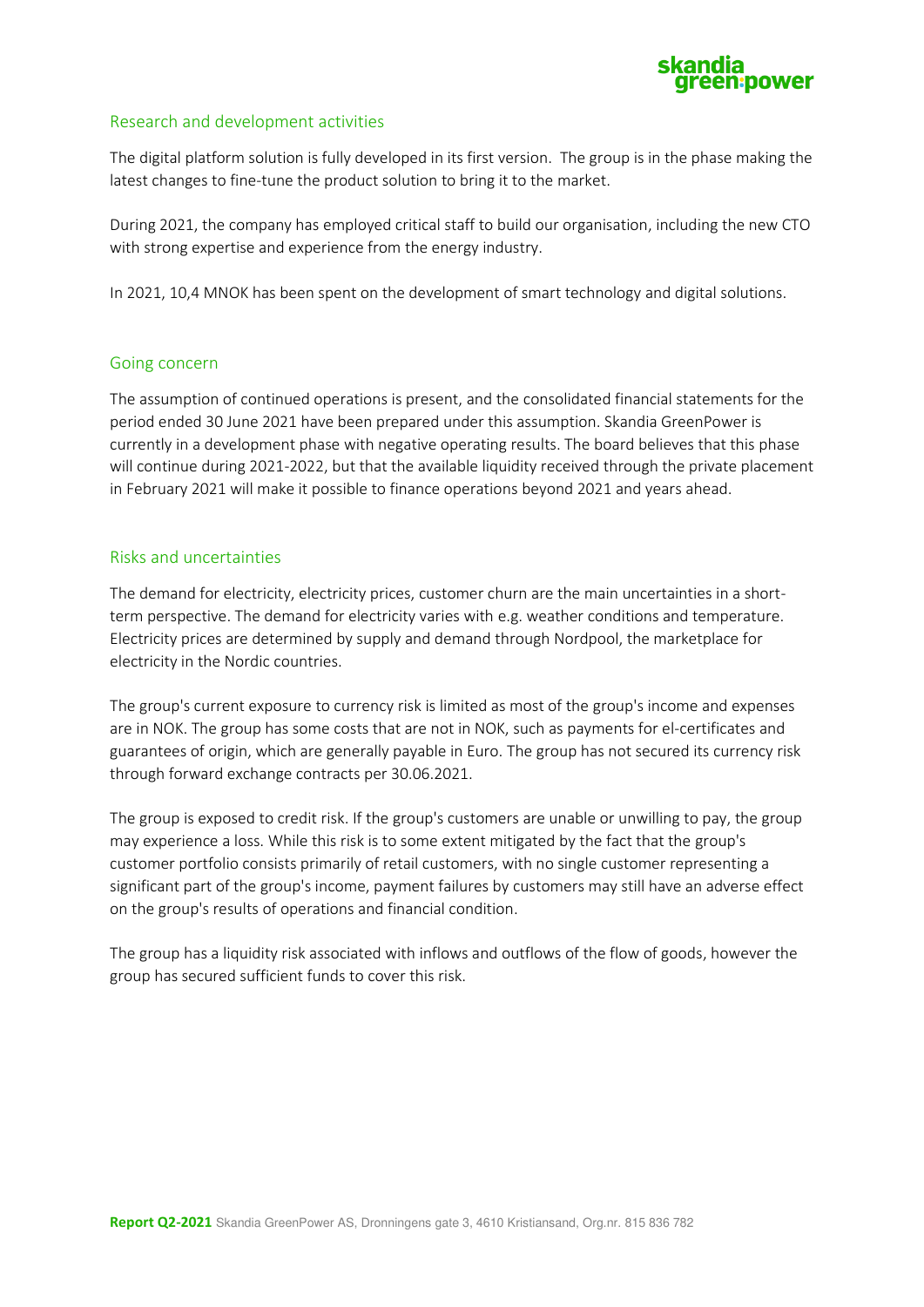## Research and development activities

The digital platform solution is fully developed in its first version. The group is in the phase making the latest changes to fine-tune the product solution to bring it to the market.

During 2021, the company has employed critical staff to build our organisation, including the new CTO with strong expertise and experience from the energy industry.

In 2021, 10,4 MNOK has been spent on the development of smart technology and digital solutions.

## Going concern

The assumption of continued operations is present, and the consolidated financial statements for the period ended 30 June 2021 have been prepared under this assumption. Skandia GreenPower is currently in a development phase with negative operating results. The board believes that this phase will continue during 2021-2022, but that the available liquidity received through the private placement in February 2021 will make it possible to finance operations beyond 2021 and years ahead.

## Risks and uncertainties

The demand for electricity, electricity prices, customer churn are the main uncertainties in a short-term perspective. The demand for electricity varies with e.g. weather conditions and temperature. Electricity prices are determined by supply and demand through Nordpool, the marketplace for electricity in the Nordic countries.

The group's current exposure to currency risk is limited as most of the group's income and expenses are in NOK. The group has some costs that are not in NOK, such as payments for el-certificates and guarantees of origin, which are generally payable in Euro. The group has not secured its currency risk through forward exchange contracts per 30.06.2021.

The group is exposed to credit risk. If the group's customers are unable or unwilling to pay, the group may experience a loss. While this risk is to some extent mitigated by the fact that the group's customer portfolio consists primarily of retail customers, with no single customer representing a significant part of the group's income, payment failures by customers may still have an adverse effect on the group's results of operations and financial condition.

The group has a liquidity risk associated with inflows and outflows of the flow of goods, however the group has secured sufficient funds to cover this risk.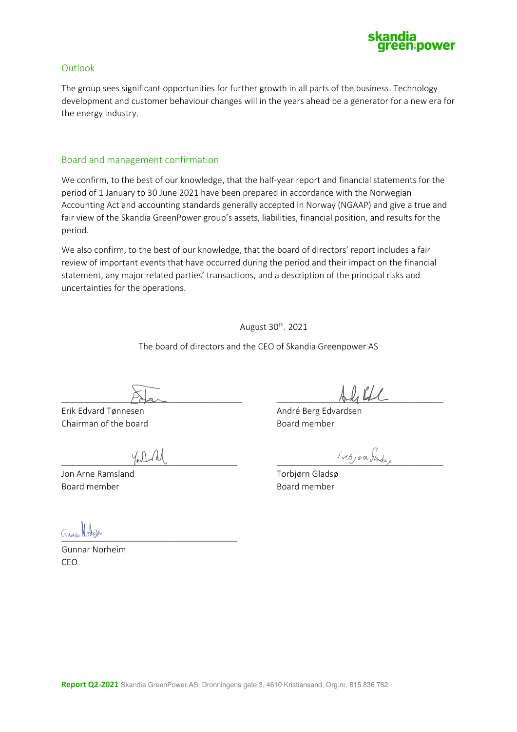## Outlook

The group sees significant opportunities for further growth in all parts of the business. Technology development and customer behaviour changes will in the years ahead be a generator for a new era for the energy industry.

## Board and management confirmation

We confirm, to the best of our knowledge, that the half-year report and financial statements for the period of 1 January to 30 June 2021 have been prepared in accordance with the Norwegian Accounting Act and accounting standards generally accepted in Norway (NGAAP) and give a true and fair view of the Skandia GreenPower group's assets, liabilities, financial position, and results for the period.

We also confirm, to the best of our knowledge, that the board of directors' report includes a fair review of important events that have occurred during the period and their impact on the financial statement, any major related parties' transactions, and a description of the principal risks and uncertainties for the operations.

August 30th. 2021

The board of directors and the CEO of Skandia Greenpower AS

Erik Edvard Tønnesen
Chairman of the board

André Berg Edvardsen
Board member

Jon Arne Ramsland
Board member

Torbjørn Gladsø
Board member

Gunnar Norheim
CEO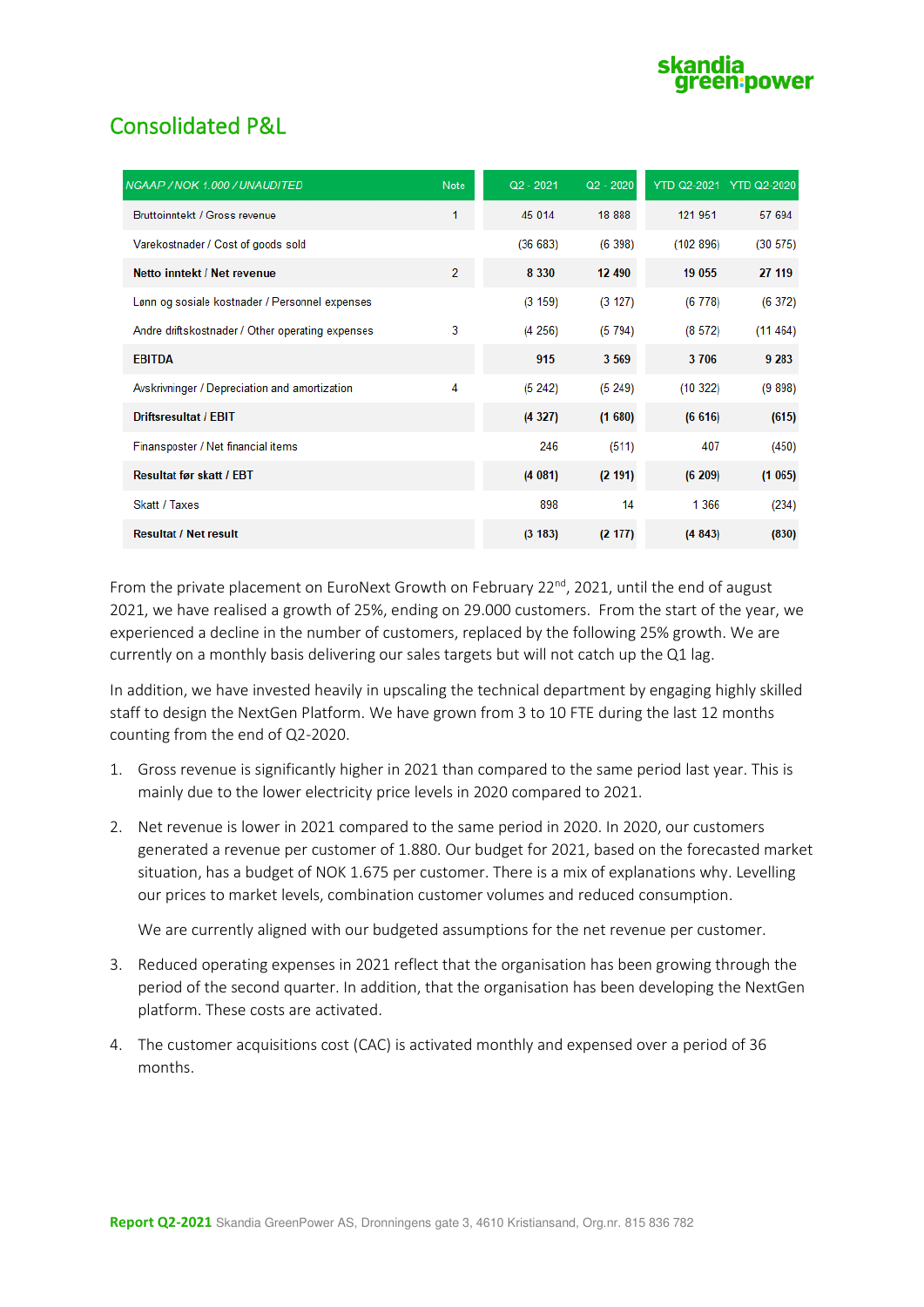## Consolidated P&L

| NGAAP / NOK 1.000 / UNAUDITED | Note | Q2 - 2021 | Q2 - 2020 | YTD Q2-2021 | YTD Q2-2020 |
|---|---|---|---|---|---|
| Bruttoinntekt / Gross revenue | 1 | 45 014 | 18 888 | 121 951 | 57 694 |
| Varekostnader / Cost of goods sold | | (36 683) | (6 398) | (102 896) | (30 575) |
| **Netto inntekt / Net revenue** | 2 | **8 330** | **12 490** | **19 055** | **27 119** |
| Lønn og sosiale kostnader / Personnel expenses | | (3 159) | (3 127) | (6 778) | (6 372) |
| Andre driftskostnader / Other operating expenses | 3 | (4 256) | (5 794) | (8 572) | (11 464) |
| **EBITDA** | | **915** | **3 569** | **3 706** | **9 283** |
| Avskrivninger / Depreciation and amortization | 4 | (5 242) | (5 249) | (10 322) | (9 898) |
| **Driftsresultat / EBIT** | | **(4 327)** | **(1 680)** | **(6 616)** | **(615)** |
| Finansposter / Net financial items | | 246 | (511) | 407 | (450) |
| **Resultat før skatt / EBT** | | **(4 081)** | **(2 191)** | **(6 209)** | **(1 065)** |
| Skatt / Taxes | | 898 | 14 | 1 366 | (234) |
| **Resultat / Net result** | | **(3 183)** | **(2 177)** | **(4 843)** | **(830)** |

From the private placement on EuroNext Growth on February 22nd, 2021, until the end of august 2021, we have realised a growth of 25%, ending on 29.000 customers. From the start of the year, we experienced a decline in the number of customers, replaced by the following 25% growth. We are currently on a monthly basis delivering our sales targets but will not catch up the Q1 lag.

In addition, we have invested heavily in upscaling the technical department by engaging highly skilled staff to design the NextGen Platform. We have grown from 3 to 10 FTE during the last 12 months counting from the end of Q2-2020.

1. Gross revenue is significantly higher in 2021 than compared to the same period last year. This is mainly due to the lower electricity price levels in 2020 compared to 2021.
2. Net revenue is lower in 2021 compared to the same period in 2020. In 2020, our customers generated a revenue per customer of 1.880. Our budget for 2021, based on the forecasted market situation, has a budget of NOK 1.675 per customer. There is a mix of explanations why. Levelling our prices to market levels, combination customer volumes and reduced consumption.

   We are currently aligned with our budgeted assumptions for the net revenue per customer.
3. Reduced operating expenses in 2021 reflect that the organisation has been growing through the period of the second quarter. In addition, that the organisation has been developing the NextGen platform. These costs are activated.
4. The customer acquisitions cost (CAC) is activated monthly and expensed over a period of 36 months.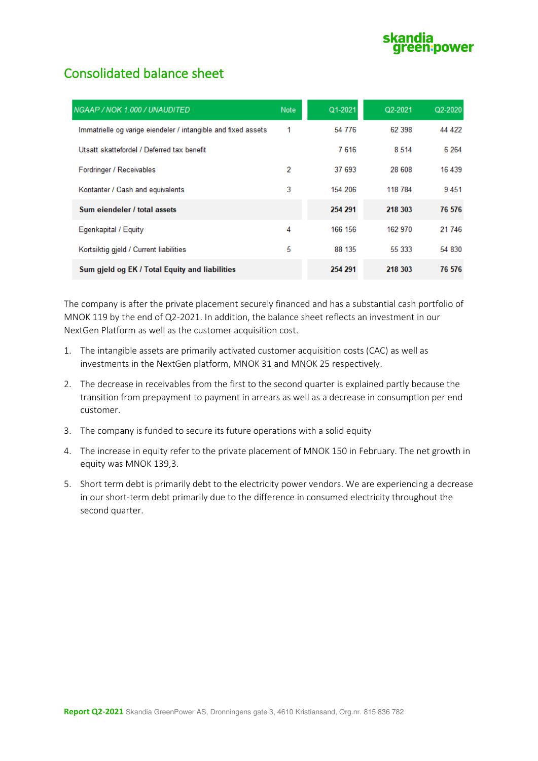# Consolidated balance sheet

| NGAAP / NOK 1.000 / UNAUDITED | Note | Q1-2021 | Q2-2021 | Q2-2020 |
|---|---|---|---|---|
| Immatrielle og varige eiendeler / intangible and fixed assets | 1 | 54 776 | 62 398 | 44 422 |
| Utsatt skattefordel / Deferred tax benefit | | 7 616 | 8 514 | 6 264 |
| Fordringer / Receivables | 2 | 37 693 | 28 608 | 16 439 |
| Kontanter / Cash and equivalents | 3 | 154 206 | 118 784 | 9 451 |
| **Sum eiendeler / total assets** | | **254 291** | **218 303** | **76 576** |
| Egenkapital / Equity | 4 | 166 156 | 162 970 | 21 746 |
| Kortsiktig gjeld / Current liabilities | 5 | 88 135 | 55 333 | 54 830 |
| **Sum gjeld og EK / Total Equity and liabilities** | | **254 291** | **218 303** | **76 576** |

The company is after the private placement securely financed and has a substantial cash portfolio of MNOK 119 by the end of Q2-2021. In addition, the balance sheet reflects an investment in our NextGen Platform as well as the customer acquisition cost.

1. The intangible assets are primarily activated customer acquisition costs (CAC) as well as investments in the NextGen platform, MNOK 31 and MNOK 25 respectively.
2. The decrease in receivables from the first to the second quarter is explained partly because the transition from prepayment to payment in arrears as well as a decrease in consumption per end customer.
3. The company is funded to secure its future operations with a solid equity
4. The increase in equity refer to the private placement of MNOK 150 in February. The net growth in equity was MNOK 139,3.
5. Short term debt is primarily debt to the electricity power vendors. We are experiencing a decrease in our short-term debt primarily due to the difference in consumed electricity throughout the second quarter.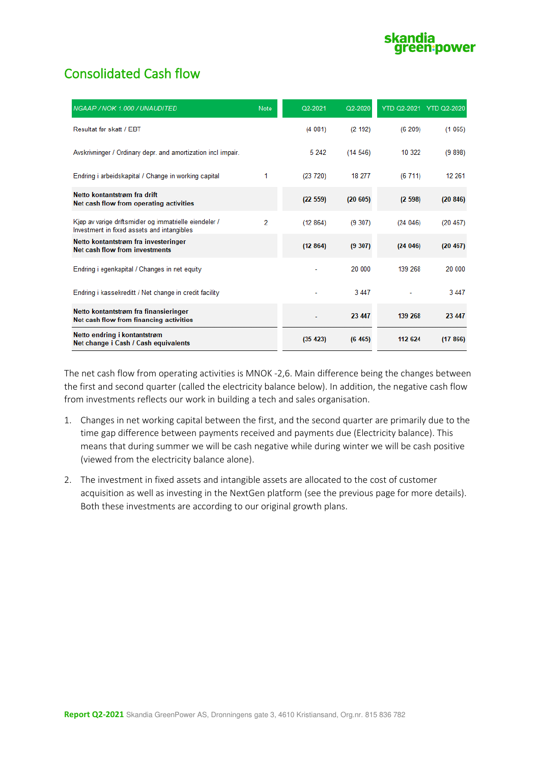# Consolidated Cash flow

| NGAAP / NOK 1.000 / UNAUDITED | Note | Q2-2021 | Q2-2020 | YTD Q2-2021 | YTD Q2-2020 |
|---|---|---|---|---|---|
| Resultat før skatt / EBT | | (4 081) | (2 192) | (6 209) | (1 065) |
| Avskrivninger / Ordinary depr. and amortization incl impair. | | 5 242 | (14 546) | 10 322 | (9 898) |
| Endring i arbeidskapital / Change in working capital | 1 | (23 720) | 18 277 | (6 711) | 12 261 |
| **Netto kontantstrøm fra drift<br>Net cash flow from operating activities** | | **(22 559)** | **(20 605)** | **(2 598)** | **(20 846)** |
| Kjøp av varige driftsmidler og immatrielle eiendeler / Investment in fixed assets and intangibles | 2 | (12 864) | (9 307) | (24 046) | (20 467) |
| **Netto kontantstrøm fra investeringer<br>Net cash flow from investments** | | **(12 864)** | **(9 307)** | **(24 046)** | **(20 467)** |
| Endring i egenkapital / Changes in net equity | | - | 20 000 | 139 268 | 20 000 |
| Endring i kassekreditt / Net change in credit facility | | - | 3 447 | - | 3 447 |
| **Netto kontantstrøm fra finansieringer<br>Net cash flow from financing activities** | | **-** | **23 447** | **139 268** | **23 447** |
| **Netto endring i kontantstrøm<br>Net change i Cash / Cash equivalents** | | **(35 423)** | **(6 465)** | **112 624** | **(17 866)** |

The net cash flow from operating activities is MNOK -2,6. Main difference being the changes between the first and second quarter (called the electricity balance below). In addition, the negative cash flow from investments reflects our work in building a tech and sales organisation.

1. Changes in net working capital between the first, and the second quarter are primarily due to the time gap difference between payments received and payments due (Electricity balance). This means that during summer we will be cash negative while during winter we will be cash positive (viewed from the electricity balance alone).

2. The investment in fixed assets and intangible assets are allocated to the cost of customer acquisition as well as investing in the NextGen platform (see the previous page for more details). Both these investments are according to our original growth plans.